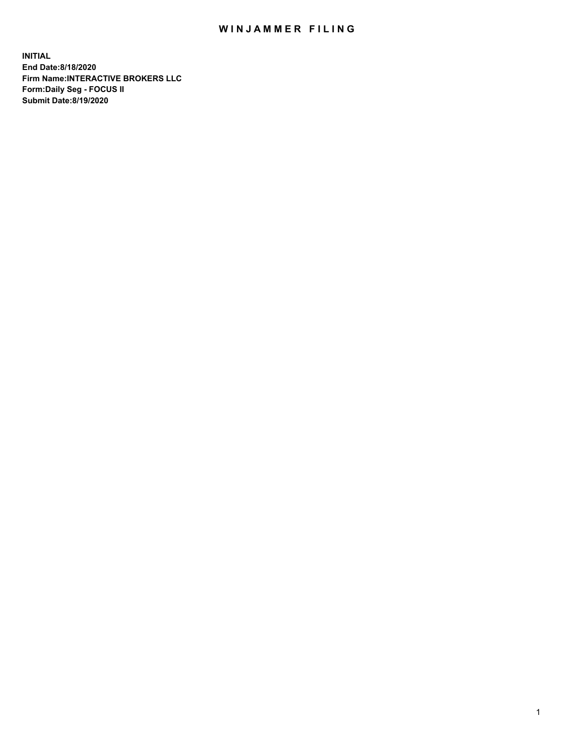# WINJAMMER FILING

**INITIAL**
**End Date:8/18/2020**
**Firm Name:INTERACTIVE BROKERS LLC**
**Form:Daily Seg - FOCUS II**
**Submit Date:8/19/2020**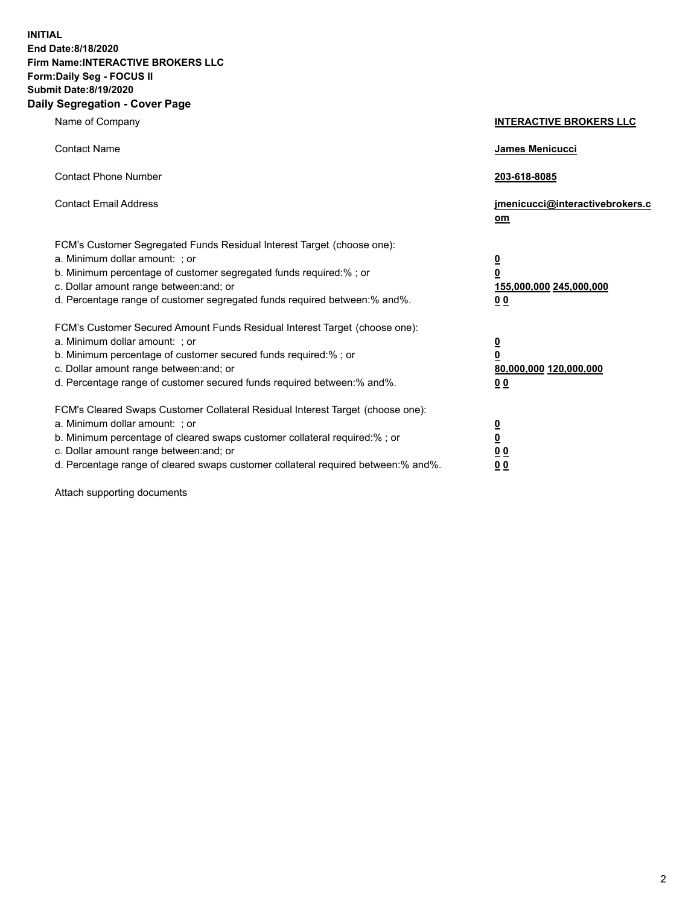**INITIAL**
**End Date:8/18/2020**
**Firm Name:INTERACTIVE BROKERS LLC**
**Form:Daily Seg - FOCUS II**
**Submit Date:8/19/2020**

## Daily Segregation - Cover Page

| | |
|---|---|
| Name of Company | **INTERACTIVE BROKERS LLC** |
| Contact Name | **James Menicucci** |
| Contact Phone Number | **203-618-8085** |
| Contact Email Address | **jmenicucci@interactivebrokers.com** |

FCM's Customer Segregated Funds Residual Interest Target (choose one):

| | |
|---|---|
| a. Minimum dollar amount: ; or | **0** |
| b. Minimum percentage of customer segregated funds required:% ; or | **0** |
| c. Dollar amount range between:and; or | **155,000,000** **245,000,000** |
| d. Percentage range of customer segregated funds required between:% and%. | **0** **0** |

FCM's Customer Secured Amount Funds Residual Interest Target (choose one):

| | |
|---|---|
| a. Minimum dollar amount: ; or | **0** |
| b. Minimum percentage of customer secured funds required:% ; or | **0** |
| c. Dollar amount range between:and; or | **80,000,000** **120,000,000** |
| d. Percentage range of customer secured funds required between:% and%. | **0** **0** |

FCM's Cleared Swaps Customer Collateral Residual Interest Target (choose one):

| | |
|---|---|
| a. Minimum dollar amount: ; or | **0** |
| b. Minimum percentage of cleared swaps customer collateral required:% ; or | **0** |
| c. Dollar amount range between:and; or | **0** **0** |
| d. Percentage range of cleared swaps customer collateral required between:% and%. | **0** **0** |

Attach supporting documents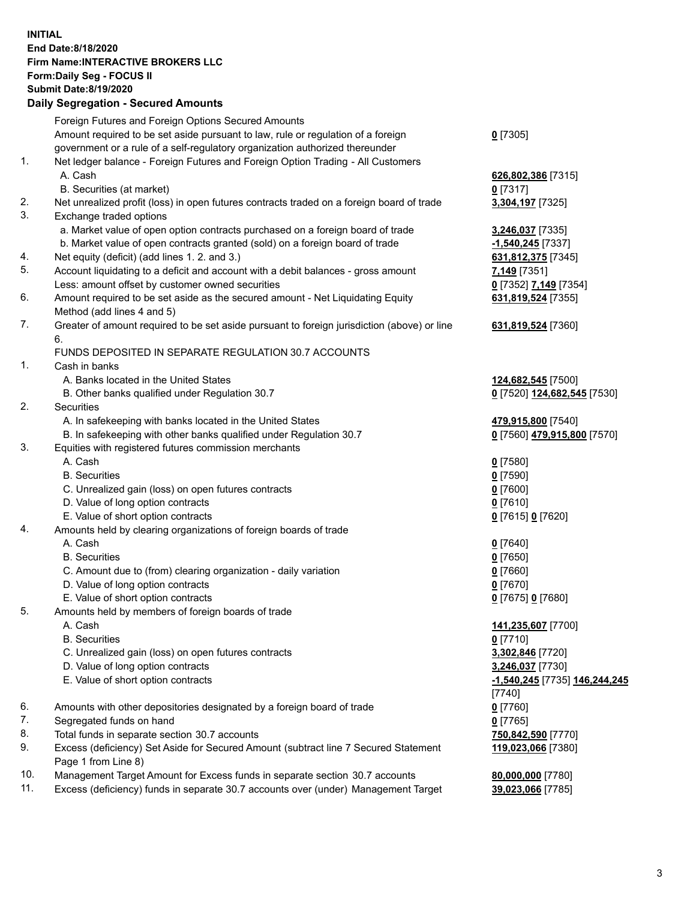**INITIAL**
**End Date:8/18/2020**
**Firm Name:INTERACTIVE BROKERS LLC**
**Form:Daily Seg - FOCUS II**
**Submit Date:8/19/2020**

**Daily Segregation - Secured Amounts**

| | | |
|---|---|---|
| | Foreign Futures and Foreign Options Secured Amounts | |
| | Amount required to be set aside pursuant to law, rule or regulation of a foreign government or a rule of a self-regulatory organization authorized thereunder | **0** [7305] |
| 1. | Net ledger balance - Foreign Futures and Foreign Option Trading - All Customers | |
| | A. Cash | **626,802,386** [7315] |
| | B. Securities (at market) | **0** [7317] |
| 2. | Net unrealized profit (loss) in open futures contracts traded on a foreign board of trade | **3,304,197** [7325] |
| 3. | Exchange traded options | |
| | a. Market value of open option contracts purchased on a foreign board of trade | **3,246,037** [7335] |
| | b. Market value of open contracts granted (sold) on a foreign board of trade | **-1,540,245** [7337] |
| 4. | Net equity (deficit) (add lines 1. 2. and 3.) | **631,812,375** [7345] |
| 5. | Account liquidating to a deficit and account with a debit balances - gross amount | **7,149** [7351] |
| | Less: amount offset by customer owned securities | **0** [7352] **7,149** [7354] |
| 6. | Amount required to be set aside as the secured amount - Net Liquidating Equity Method (add lines 4 and 5) | **631,819,524** [7355] |
| 7. | Greater of amount required to be set aside pursuant to foreign jurisdiction (above) or line 6. | **631,819,524** [7360] |
| | FUNDS DEPOSITED IN SEPARATE REGULATION 30.7 ACCOUNTS | |
| 1. | Cash in banks | |
| | A. Banks located in the United States | **124,682,545** [7500] |
| | B. Other banks qualified under Regulation 30.7 | **0** [7520] **124,682,545** [7530] |
| 2. | Securities | |
| | A. In safekeeping with banks located in the United States | **479,915,800** [7540] |
| | B. In safekeeping with other banks qualified under Regulation 30.7 | **0** [7560] **479,915,800** [7570] |
| 3. | Equities with registered futures commission merchants | |
| | A. Cash | **0** [7580] |
| | B. Securities | **0** [7590] |
| | C. Unrealized gain (loss) on open futures contracts | **0** [7600] |
| | D. Value of long option contracts | **0** [7610] |
| | E. Value of short option contracts | **0** [7615] **0** [7620] |
| 4. | Amounts held by clearing organizations of foreign boards of trade | |
| | A. Cash | **0** [7640] |
| | B. Securities | **0** [7650] |
| | C. Amount due to (from) clearing organization - daily variation | **0** [7660] |
| | D. Value of long option contracts | **0** [7670] |
| | E. Value of short option contracts | **0** [7675] **0** [7680] |
| 5. | Amounts held by members of foreign boards of trade | |
| | A. Cash | **141,235,607** [7700] |
| | B. Securities | **0** [7710] |
| | C. Unrealized gain (loss) on open futures contracts | **3,302,846** [7720] |
| | D. Value of long option contracts | **3,246,037** [7730] |
| | E. Value of short option contracts | **-1,540,245** [7735] **146,244,245** [7740] |
| 6. | Amounts with other depositories designated by a foreign board of trade | **0** [7760] |
| 7. | Segregated funds on hand | **0** [7765] |
| 8. | Total funds in separate section 30.7 accounts | **750,842,590** [7770] |
| 9. | Excess (deficiency) Set Aside for Secured Amount (subtract line 7 Secured Statement Page 1 from Line 8) | **119,023,066** [7380] |
| 10. | Management Target Amount for Excess funds in separate section 30.7 accounts | **80,000,000** [7780] |
| 11. | Excess (deficiency) funds in separate 30.7 accounts over (under) Management Target | **39,023,066** [7785] |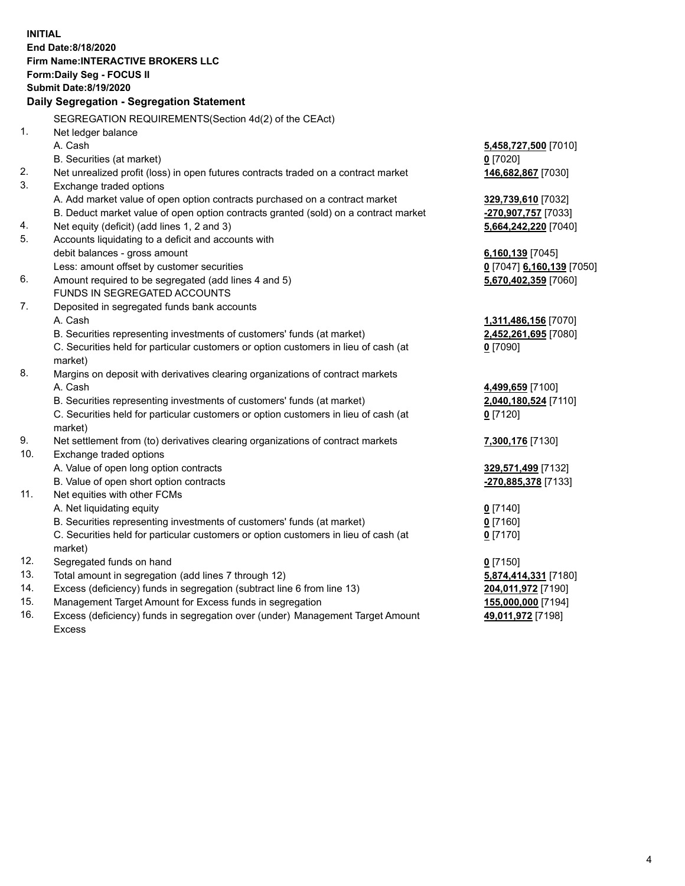**INITIAL**
**End Date:8/18/2020**
**Firm Name:INTERACTIVE BROKERS LLC**
**Form:Daily Seg - FOCUS II**
**Submit Date:8/19/2020**

### Daily Segregation - Segregation Statement

| | | |
|---|---|---|
| | SEGREGATION REQUIREMENTS(Section 4d(2) of the CEAct) | |
| 1. | Net ledger balance | |
| | A. Cash | **5,458,727,500** [7010] |
| | B. Securities (at market) | **0** [7020] |
| 2. | Net unrealized profit (loss) in open futures contracts traded on a contract market | **146,682,867** [7030] |
| 3. | Exchange traded options | |
| | A. Add market value of open option contracts purchased on a contract market | **329,739,610** [7032] |
| | B. Deduct market value of open option contracts granted (sold) on a contract market | **-270,907,757** [7033] |
| 4. | Net equity (deficit) (add lines 1, 2 and 3) | **5,664,242,220** [7040] |
| 5. | Accounts liquidating to a deficit and accounts with | |
| | debit balances - gross amount | **6,160,139** [7045] |
| | Less: amount offset by customer securities | **0** [7047] **6,160,139** [7050] |
| 6. | Amount required to be segregated (add lines 4 and 5) | **5,670,402,359** [7060] |
| | FUNDS IN SEGREGATED ACCOUNTS | |
| 7. | Deposited in segregated funds bank accounts | |
| | A. Cash | **1,311,486,156** [7070] |
| | B. Securities representing investments of customers' funds (at market) | **2,452,261,695** [7080] |
| | C. Securities held for particular customers or option customers in lieu of cash (at market) | **0** [7090] |
| 8. | Margins on deposit with derivatives clearing organizations of contract markets | |
| | A. Cash | **4,499,659** [7100] |
| | B. Securities representing investments of customers' funds (at market) | **2,040,180,524** [7110] |
| | C. Securities held for particular customers or option customers in lieu of cash (at market) | **0** [7120] |
| 9. | Net settlement from (to) derivatives clearing organizations of contract markets | **7,300,176** [7130] |
| 10. | Exchange traded options | |
| | A. Value of open long option contracts | **329,571,499** [7132] |
| | B. Value of open short option contracts | **-270,885,378** [7133] |
| 11. | Net equities with other FCMs | |
| | A. Net liquidating equity | **0** [7140] |
| | B. Securities representing investments of customers' funds (at market) | **0** [7160] |
| | C. Securities held for particular customers or option customers in lieu of cash (at market) | **0** [7170] |
| 12. | Segregated funds on hand | **0** [7150] |
| 13. | Total amount in segregation (add lines 7 through 12) | **5,874,414,331** [7180] |
| 14. | Excess (deficiency) funds in segregation (subtract line 6 from line 13) | **204,011,972** [7190] |
| 15. | Management Target Amount for Excess funds in segregation | **155,000,000** [7194] |
| 16. | Excess (deficiency) funds in segregation over (under) Management Target Amount Excess | **49,011,972** [7198] |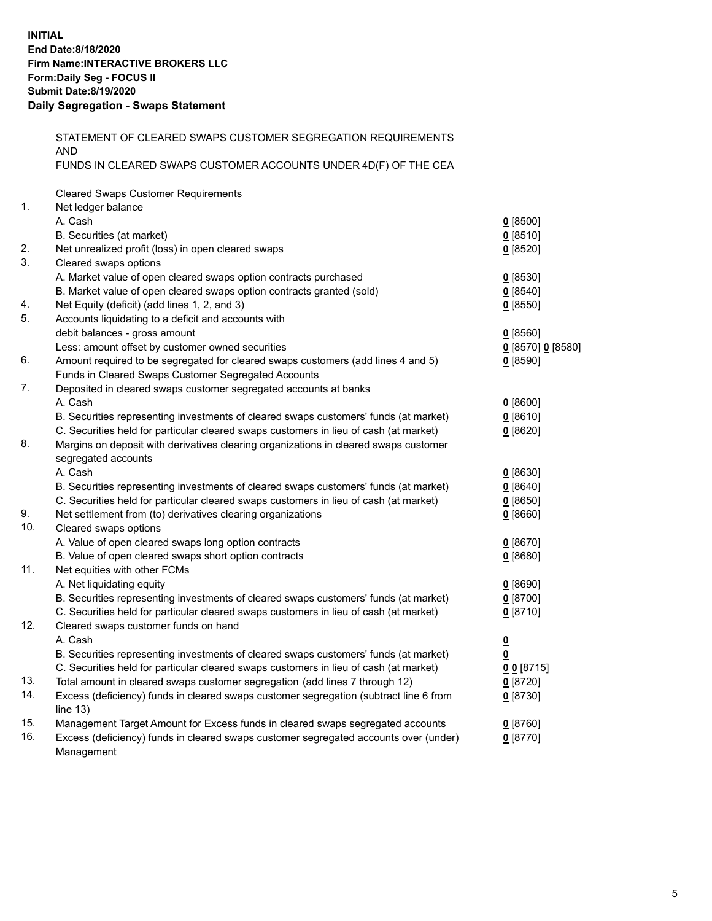**INITIAL**
**End Date:8/18/2020**
**Firm Name:INTERACTIVE BROKERS LLC**
**Form:Daily Seg - FOCUS II**
**Submit Date:8/19/2020**
**Daily Segregation - Swaps Statement**

STATEMENT OF CLEARED SWAPS CUSTOMER SEGREGATION REQUIREMENTS AND
FUNDS IN CLEARED SWAPS CUSTOMER ACCOUNTS UNDER 4D(F) OF THE CEA

| | | |
|---|---|---|
| | Cleared Swaps Customer Requirements | |
| 1. | Net ledger balance | |
| | A. Cash | 0 [8500] |
| | B. Securities (at market) | 0 [8510] |
| 2. | Net unrealized profit (loss) in open cleared swaps | 0 [8520] |
| 3. | Cleared swaps options | |
| | A. Market value of open cleared swaps option contracts purchased | 0 [8530] |
| | B. Market value of open cleared swaps option contracts granted (sold) | 0 [8540] |
| 4. | Net Equity (deficit) (add lines 1, 2, and 3) | 0 [8550] |
| 5. | Accounts liquidating to a deficit and accounts with | |
| | debit balances - gross amount | 0 [8560] |
| | Less: amount offset by customer owned securities | 0 [8570] 0 [8580] |
| 6. | Amount required to be segregated for cleared swaps customers (add lines 4 and 5) | 0 [8590] |
| | Funds in Cleared Swaps Customer Segregated Accounts | |
| 7. | Deposited in cleared swaps customer segregated accounts at banks | |
| | A. Cash | 0 [8600] |
| | B. Securities representing investments of cleared swaps customers' funds (at market) | 0 [8610] |
| | C. Securities held for particular cleared swaps customers in lieu of cash (at market) | 0 [8620] |
| 8. | Margins on deposit with derivatives clearing organizations in cleared swaps customer segregated accounts | |
| | A. Cash | 0 [8630] |
| | B. Securities representing investments of cleared swaps customers' funds (at market) | 0 [8640] |
| | C. Securities held for particular cleared swaps customers in lieu of cash (at market) | 0 [8650] |
| 9. | Net settlement from (to) derivatives clearing organizations | 0 [8660] |
| 10. | Cleared swaps options | |
| | A. Value of open cleared swaps long option contracts | 0 [8670] |
| | B. Value of open cleared swaps short option contracts | 0 [8680] |
| 11. | Net equities with other FCMs | |
| | A. Net liquidating equity | 0 [8690] |
| | B. Securities representing investments of cleared swaps customers' funds (at market) | 0 [8700] |
| | C. Securities held for particular cleared swaps customers in lieu of cash (at market) | 0 [8710] |
| 12. | Cleared swaps customer funds on hand | |
| | A. Cash | 0 |
| | B. Securities representing investments of cleared swaps customers' funds (at market) | 0 |
| | C. Securities held for particular cleared swaps customers in lieu of cash (at market) | 0 0 [8715] |
| 13. | Total amount in cleared swaps customer segregation (add lines 7 through 12) | 0 [8720] |
| 14. | Excess (deficiency) funds in cleared swaps customer segregation (subtract line 6 from line 13) | 0 [8730] |
| 15. | Management Target Amount for Excess funds in cleared swaps segregated accounts | 0 [8760] |
| 16. | Excess (deficiency) funds in cleared swaps customer segregated accounts over (under) Management | 0 [8770] |